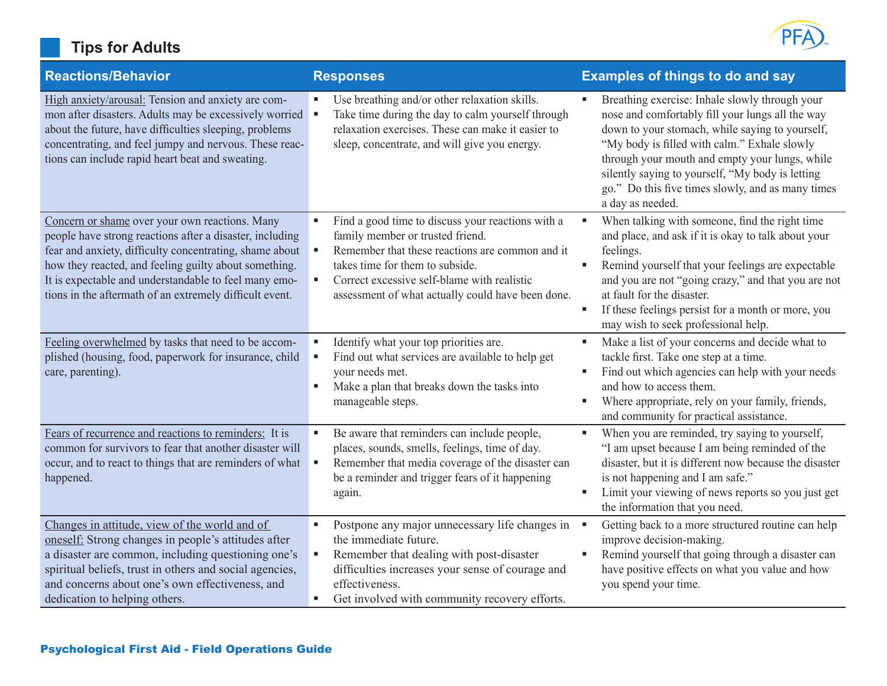## Tips for Adults

| Reactions/Behavior | Responses | Examples of things to do and say |
| --- | --- | --- |
| <u>High anxiety/arousal:</u> Tension and anxiety are common after disasters. Adults may be excessively worried about the future, have difficulties sleeping, problems concentrating, and feel jumpy and nervous. These reactions can include rapid heart beat and sweating. | ▪ Use breathing and/or other relaxation skills.<br>▪ Take time during the day to calm yourself through relaxation exercises. These can make it easier to sleep, concentrate, and will give you energy. | ▪ Breathing exercise: Inhale slowly through your nose and comfortably fill your lungs all the way down to your stomach, while saying to yourself, "My body is filled with calm." Exhale slowly through your mouth and empty your lungs, while silently saying to yourself, "My body is letting go." Do this five times slowly, and as many times a day as needed. |
| <u>Concern or shame</u> over your own reactions. Many people have strong reactions after a disaster, including fear and anxiety, difficulty concentrating, shame about how they reacted, and feeling guilty about something. It is expectable and understandable to feel many emotions in the aftermath of an extremely difficult event. | ▪ Find a good time to discuss your reactions with a family member or trusted friend.<br>▪ Remember that these reactions are common and it takes time for them to subside.<br>▪ Correct excessive self-blame with realistic assessment of what actually could have been done. | ▪ When talking with someone, find the right time and place, and ask if it is okay to talk about your feelings.<br>▪ Remind yourself that your feelings are expectable and you are not "going crazy," and that you are not at fault for the disaster.<br>▪ If these feelings persist for a month or more, you may wish to seek professional help. |
| <u>Feeling overwhelmed</u> by tasks that need to be accomplished (housing, food, paperwork for insurance, child care, parenting). | ▪ Identify what your top priorities are.<br>▪ Find out what services are available to help get your needs met.<br>▪ Make a plan that breaks down the tasks into manageable steps. | ▪ Make a list of your concerns and decide what to tackle first. Take one step at a time.<br>▪ Find out which agencies can help with your needs and how to access them.<br>▪ Where appropriate, rely on your family, friends, and community for practical assistance. |
| <u>Fears of recurrence and reactions to reminders:</u> It is common for survivors to fear that another disaster will occur, and to react to things that are reminders of what happened. | ▪ Be aware that reminders can include people, places, sounds, smells, feelings, time of day.<br>▪ Remember that media coverage of the disaster can be a reminder and trigger fears of it happening again. | ▪ When you are reminded, try saying to yourself, "I am upset because I am being reminded of the disaster, but it is different now because the disaster is not happening and I am safe."<br>▪ Limit your viewing of news reports so you just get the information that you need. |
| <u>Changes in attitude, view of the world and of oneself:</u> Strong changes in people's attitudes after a disaster are common, including questioning one's spiritual beliefs, trust in others and social agencies, and concerns about one's own effectiveness, and dedication to helping others. | ▪ Postpone any major unnecessary life changes in the immediate future.<br>▪ Remember that dealing with post-disaster difficulties increases your sense of courage and effectiveness.<br>▪ Get involved with community recovery efforts. | ▪ Getting back to a more structured routine can help improve decision-making.<br>▪ Remind yourself that going through a disaster can have positive effects on what you value and how you spend your time. |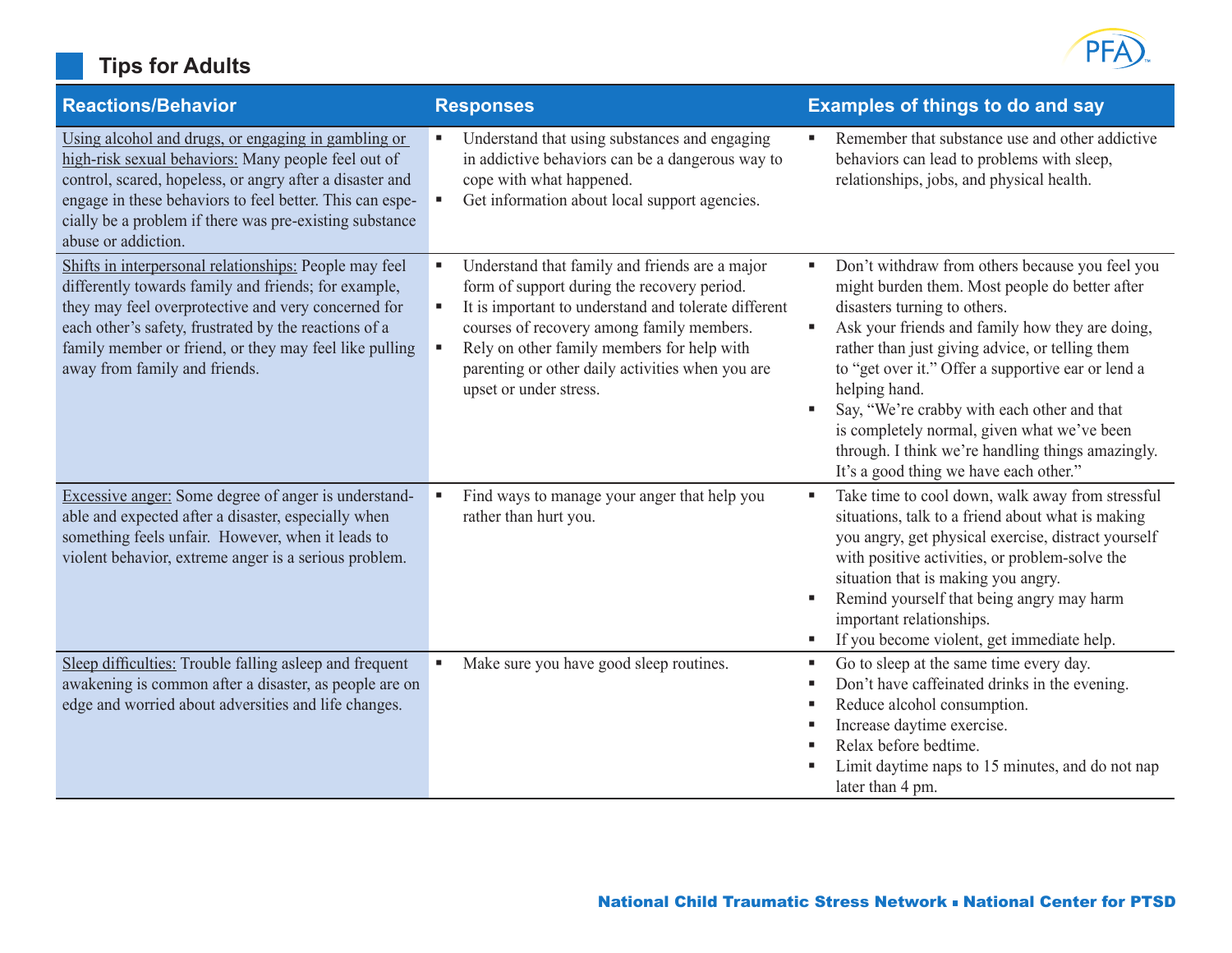## Tips for Adults

| Reactions/Behavior | Responses | Examples of things to do and say |
|---|---|---|
| Using alcohol and drugs, or engaging in gambling or high-risk sexual behaviors: Many people feel out of control, scared, hopeless, or angry after a disaster and engage in these behaviors to feel better. This can especially be a problem if there was pre-existing substance abuse or addiction. | ▪ Understand that using substances and engaging in addictive behaviors can be a dangerous way to cope with what happened.<br>▪ Get information about local support agencies. | ▪ Remember that substance use and other addictive behaviors can lead to problems with sleep, relationships, jobs, and physical health. |
| Shifts in interpersonal relationships: People may feel differently towards family and friends; for example, they may feel overprotective and very concerned for each other's safety, frustrated by the reactions of a family member or friend, or they may feel like pulling away from family and friends. | ▪ Understand that family and friends are a major form of support during the recovery period.<br>▪ It is important to understand and tolerate different courses of recovery among family members.<br>▪ Rely on other family members for help with parenting or other daily activities when you are upset or under stress. | ▪ Don't withdraw from others because you feel you might burden them. Most people do better after disasters turning to others.<br>▪ Ask your friends and family how they are doing, rather than just giving advice, or telling them to "get over it." Offer a supportive ear or lend a helping hand.<br>▪ Say, "We're crabby with each other and that is completely normal, given what we've been through. I think we're handling things amazingly. It's a good thing we have each other." |
| Excessive anger: Some degree of anger is understandable and expected after a disaster, especially when something feels unfair. However, when it leads to violent behavior, extreme anger is a serious problem. | ▪ Find ways to manage your anger that help you rather than hurt you. | ▪ Take time to cool down, walk away from stressful situations, talk to a friend about what is making you angry, get physical exercise, distract yourself with positive activities, or problem-solve the situation that is making you angry.<br>▪ Remind yourself that being angry may harm important relationships.<br>▪ If you become violent, get immediate help. |
| Sleep difficulties: Trouble falling asleep and frequent awakening is common after a disaster, as people are on edge and worried about adversities and life changes. | ▪ Make sure you have good sleep routines. | ▪ Go to sleep at the same time every day.<br>▪ Don't have caffeinated drinks in the evening.<br>▪ Reduce alcohol consumption.<br>▪ Increase daytime exercise.<br>▪ Relax before bedtime.<br>▪ Limit daytime naps to 15 minutes, and do not nap later than 4 pm. |